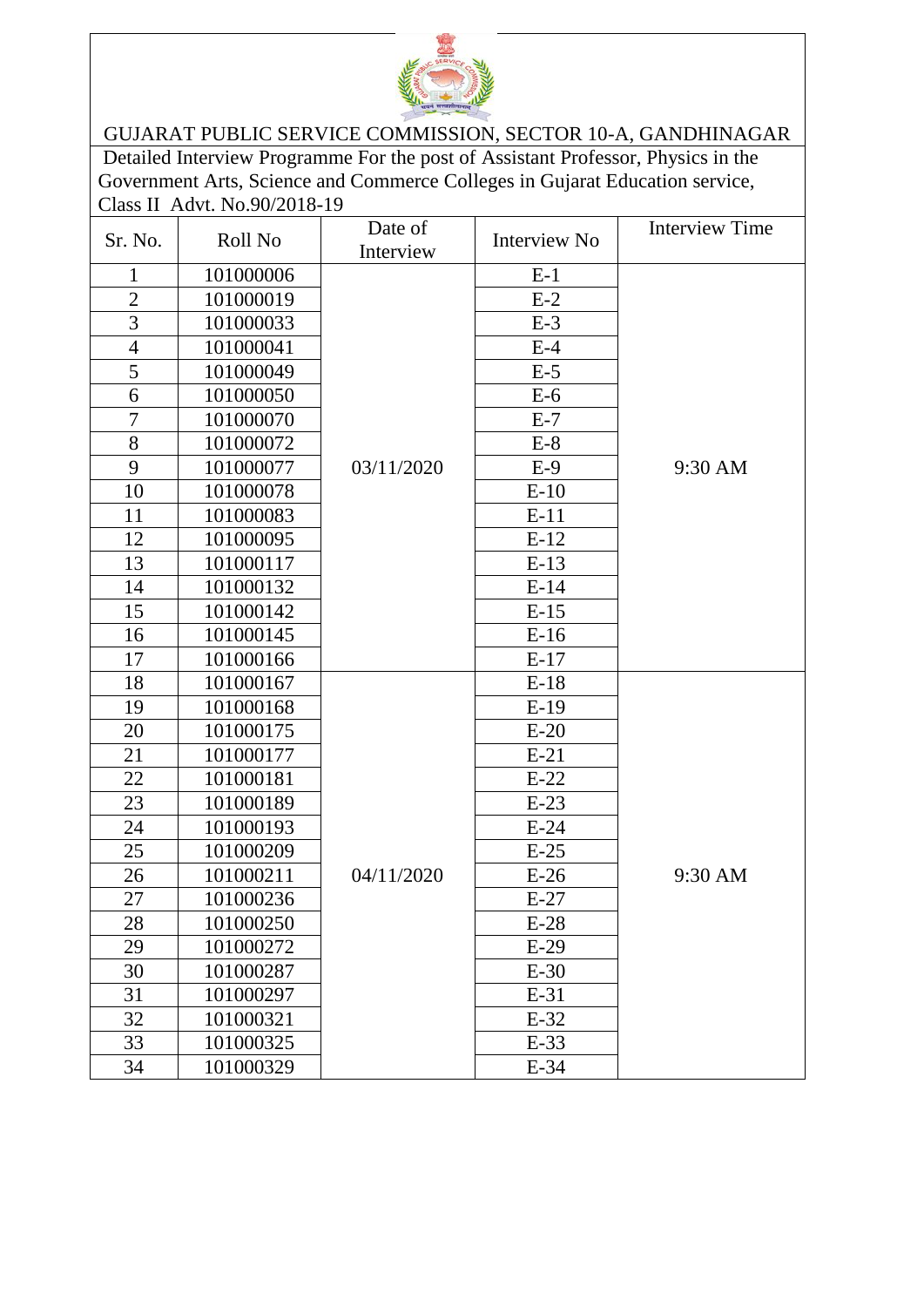# GUJARAT PUBLIC SERVICE COMMISSION, SECTOR 10-A, GANDHINAGAR

Detailed Interview Programme For the post of Assistant Professor, Physics in the Government Arts, Science and Commerce Colleges in Gujarat Education service, Class II Advt. No.90/2018-19

| Sr. No. | Roll No | Date of Interview | Interview No | Interview Time |
|---|---|---|---|---|
| 1 | 101000006 | 03/11/2020 | E-1 | 9:30 AM |
| 2 | 101000019 | | E-2 | |
| 3 | 101000033 | | E-3 | |
| 4 | 101000041 | | E-4 | |
| 5 | 101000049 | | E-5 | |
| 6 | 101000050 | | E-6 | |
| 7 | 101000070 | | E-7 | |
| 8 | 101000072 | | E-8 | |
| 9 | 101000077 | | E-9 | |
| 10 | 101000078 | | E-10 | |
| 11 | 101000083 | | E-11 | |
| 12 | 101000095 | | E-12 | |
| 13 | 101000117 | | E-13 | |
| 14 | 101000132 | | E-14 | |
| 15 | 101000142 | | E-15 | |
| 16 | 101000145 | | E-16 | |
| 17 | 101000166 | | E-17 | |
| 18 | 101000167 | 04/11/2020 | E-18 | 9:30 AM |
| 19 | 101000168 | | E-19 | |
| 20 | 101000175 | | E-20 | |
| 21 | 101000177 | | E-21 | |
| 22 | 101000181 | | E-22 | |
| 23 | 101000189 | | E-23 | |
| 24 | 101000193 | | E-24 | |
| 25 | 101000209 | | E-25 | |
| 26 | 101000211 | | E-26 | |
| 27 | 101000236 | | E-27 | |
| 28 | 101000250 | | E-28 | |
| 29 | 101000272 | | E-29 | |
| 30 | 101000287 | | E-30 | |
| 31 | 101000297 | | E-31 | |
| 32 | 101000321 | | E-32 | |
| 33 | 101000325 | | E-33 | |
| 34 | 101000329 | | E-34 | |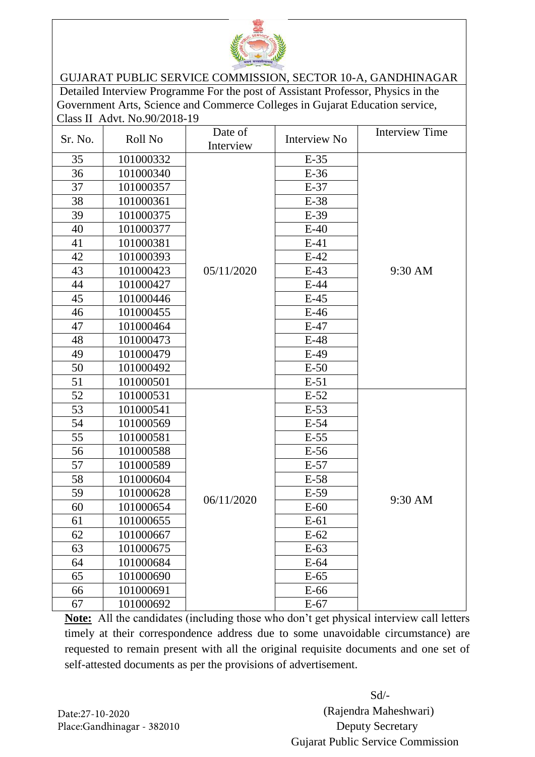GUJARAT PUBLIC SERVICE COMMISSION, SECTOR 10-A, GANDHINAGAR

Detailed Interview Programme For the post of Assistant Professor, Physics in the Government Arts, Science and Commerce Colleges in Gujarat Education service, Class II Advt. No.90/2018-19

| Sr. No. | Roll No | Date of Interview | Interview No | Interview Time |
|---|---|---|---|---|
| 35 | 101000332 | 05/11/2020 | E-35 | 9:30 AM |
| 36 | 101000340 | | E-36 | |
| 37 | 101000357 | | E-37 | |
| 38 | 101000361 | | E-38 | |
| 39 | 101000375 | | E-39 | |
| 40 | 101000377 | | E-40 | |
| 41 | 101000381 | | E-41 | |
| 42 | 101000393 | | E-42 | |
| 43 | 101000423 | | E-43 | |
| 44 | 101000427 | | E-44 | |
| 45 | 101000446 | | E-45 | |
| 46 | 101000455 | | E-46 | |
| 47 | 101000464 | | E-47 | |
| 48 | 101000473 | | E-48 | |
| 49 | 101000479 | | E-49 | |
| 50 | 101000492 | | E-50 | |
| 51 | 101000501 | | E-51 | |
| 52 | 101000531 | 06/11/2020 | E-52 | 9:30 AM |
| 53 | 101000541 | | E-53 | |
| 54 | 101000569 | | E-54 | |
| 55 | 101000581 | | E-55 | |
| 56 | 101000588 | | E-56 | |
| 57 | 101000589 | | E-57 | |
| 58 | 101000604 | | E-58 | |
| 59 | 101000628 | | E-59 | |
| 60 | 101000654 | | E-60 | |
| 61 | 101000655 | | E-61 | |
| 62 | 101000667 | | E-62 | |
| 63 | 101000675 | | E-63 | |
| 64 | 101000684 | | E-64 | |
| 65 | 101000690 | | E-65 | |
| 66 | 101000691 | | E-66 | |
| 67 | 101000692 | | E-67 | |

**Note:** All the candidates (including those who don't get physical interview call letters timely at their correspondence address due to some unavoidable circumstance) are requested to remain present with all the original requisite documents and one set of self-attested documents as per the provisions of advertisement.

Sd/-

(Rajendra Maheshwari)

Deputy Secretary

Gujarat Public Service Commission

Date:27-10-2020

Place:Gandhinagar - 382010